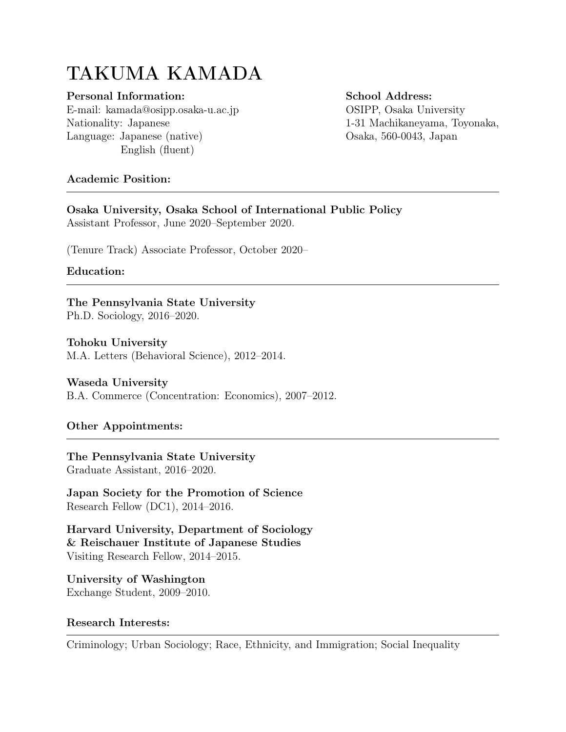# TAKUMA KAMADA

**Personal Information:**
E-mail: kamada@osipp.osaka-u.ac.jp
Nationality: Japanese
Language: Japanese (native)
English (fluent)

**School Address:**
OSIPP, Osaka University
1-31 Machikaneyama, Toyonaka,
Osaka, 560-0043, Japan

## Academic Position:

**Osaka University, Osaka School of International Public Policy**
Assistant Professor, June 2020–September 2020.

(Tenure Track) Associate Professor, October 2020–

## Education:

**The Pennsylvania State University**
Ph.D. Sociology, 2016–2020.

**Tohoku University**
M.A. Letters (Behavioral Science), 2012–2014.

**Waseda University**
B.A. Commerce (Concentration: Economics), 2007–2012.

## Other Appointments:

**The Pennsylvania State University**
Graduate Assistant, 2016–2020.

**Japan Society for the Promotion of Science**
Research Fellow (DC1), 2014–2016.

**Harvard University, Department of Sociology & Reischauer Institute of Japanese Studies**
Visiting Research Fellow, 2014–2015.

**University of Washington**
Exchange Student, 2009–2010.

## Research Interests:

Criminology; Urban Sociology; Race, Ethnicity, and Immigration; Social Inequality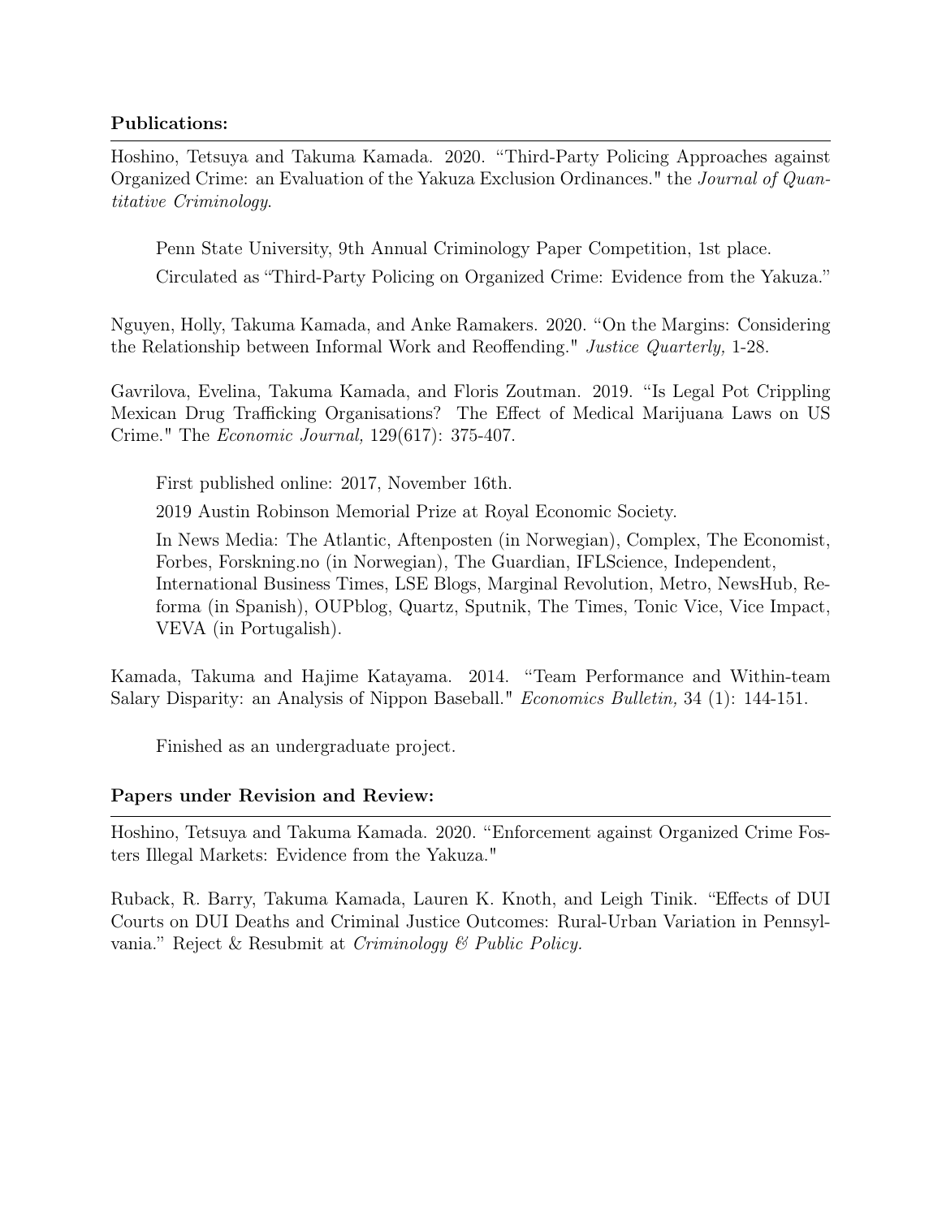**Publications:**

Hoshino, Tetsuya and Takuma Kamada. 2020. "Third-Party Policing Approaches against Organized Crime: an Evaluation of the Yakuza Exclusion Ordinances." the *Journal of Quantitative Criminology.*

> Penn State University, 9th Annual Criminology Paper Competition, 1st place.
>
> Circulated as "Third-Party Policing on Organized Crime: Evidence from the Yakuza."

Nguyen, Holly, Takuma Kamada, and Anke Ramakers. 2020. "On the Margins: Considering the Relationship between Informal Work and Reoffending." *Justice Quarterly,* 1-28.

Gavrilova, Evelina, Takuma Kamada, and Floris Zoutman. 2019. "Is Legal Pot Crippling Mexican Drug Trafficking Organisations? The Effect of Medical Marijuana Laws on US Crime." The *Economic Journal,* 129(617): 375-407.

> First published online: 2017, November 16th.
>
> 2019 Austin Robinson Memorial Prize at Royal Economic Society.
>
> In News Media: The Atlantic, Aftenposten (in Norwegian), Complex, The Economist, Forbes, Forskning.no (in Norwegian), The Guardian, IFLScience, Independent, International Business Times, LSE Blogs, Marginal Revolution, Metro, NewsHub, Reforma (in Spanish), OUPblog, Quartz, Sputnik, The Times, Tonic Vice, Vice Impact, VEVA (in Portugalish).

Kamada, Takuma and Hajime Katayama. 2014. "Team Performance and Within-team Salary Disparity: an Analysis of Nippon Baseball." *Economics Bulletin,* 34 (1): 144-151.

> Finished as an undergraduate project.

**Papers under Revision and Review:**

Hoshino, Tetsuya and Takuma Kamada. 2020. "Enforcement against Organized Crime Fosters Illegal Markets: Evidence from the Yakuza."

Ruback, R. Barry, Takuma Kamada, Lauren K. Knoth, and Leigh Tinik. "Effects of DUI Courts on DUI Deaths and Criminal Justice Outcomes: Rural-Urban Variation in Pennsylvania." Reject & Resubmit at *Criminology & Public Policy.*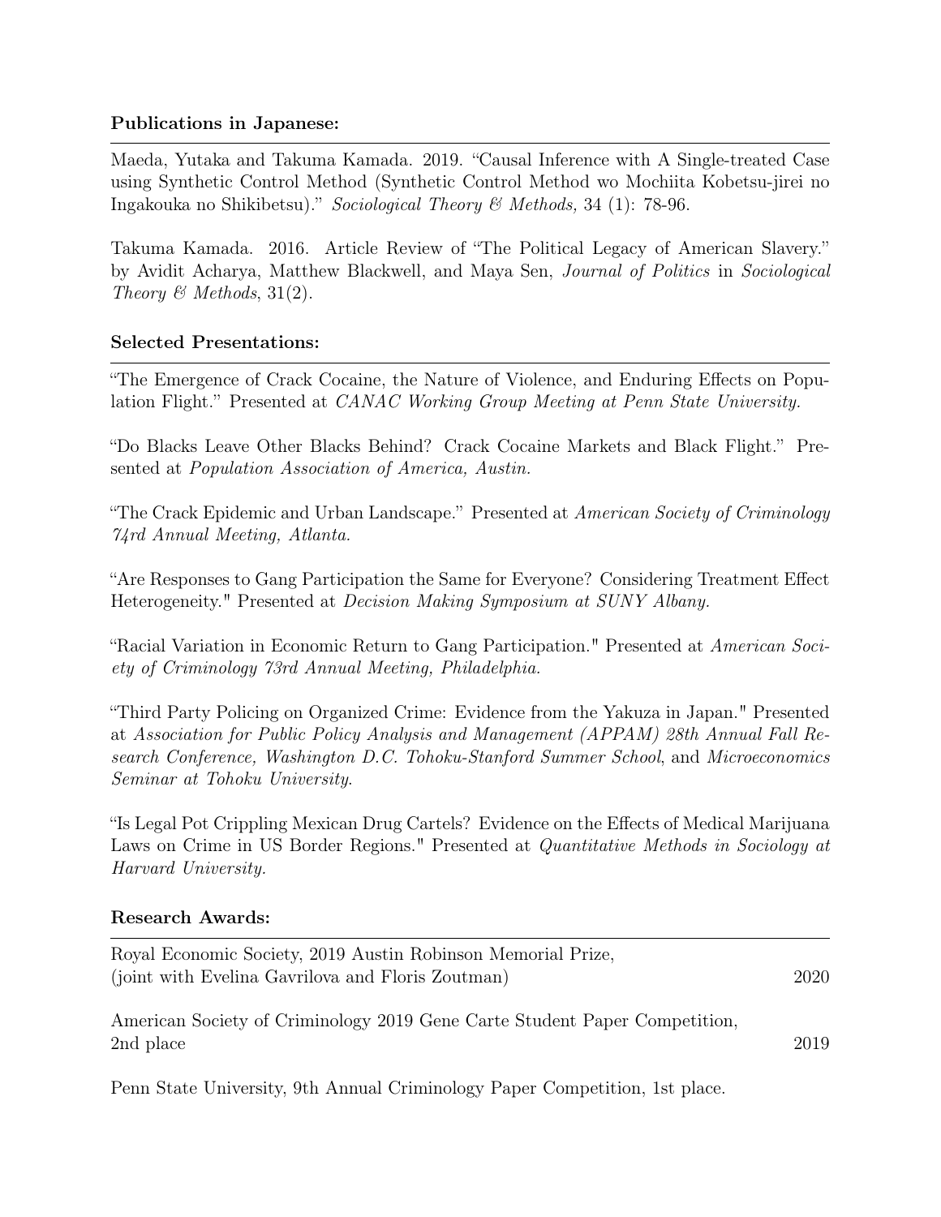### Publications in Japanese:

Maeda, Yutaka and Takuma Kamada. 2019. "Causal Inference with A Single-treated Case using Synthetic Control Method (Synthetic Control Method wo Mochiita Kobetsu-jirei no Ingakouka no Shikibetsu)." *Sociological Theory & Methods,* 34 (1): 78-96.

Takuma Kamada. 2016. Article Review of "The Political Legacy of American Slavery." by Avidit Acharya, Matthew Blackwell, and Maya Sen, *Journal of Politics* in *Sociological Theory & Methods*, 31(2).

### Selected Presentations:

"The Emergence of Crack Cocaine, the Nature of Violence, and Enduring Effects on Population Flight." Presented at *CANAC Working Group Meeting at Penn State University.*

"Do Blacks Leave Other Blacks Behind? Crack Cocaine Markets and Black Flight." Presented at *Population Association of America, Austin.*

"The Crack Epidemic and Urban Landscape." Presented at *American Society of Criminology 74rd Annual Meeting, Atlanta.*

"Are Responses to Gang Participation the Same for Everyone? Considering Treatment Effect Heterogeneity." Presented at *Decision Making Symposium at SUNY Albany.*

"Racial Variation in Economic Return to Gang Participation." Presented at *American Society of Criminology 73rd Annual Meeting, Philadelphia.*

"Third Party Policing on Organized Crime: Evidence from the Yakuza in Japan." Presented at *Association for Public Policy Analysis and Management (APPAM) 28th Annual Fall Research Conference, Washington D.C. Tohoku-Stanford Summer School*, and *Microeconomics Seminar at Tohoku University.*

"Is Legal Pot Crippling Mexican Drug Cartels? Evidence on the Effects of Medical Marijuana Laws on Crime in US Border Regions." Presented at *Quantitative Methods in Sociology at Harvard University.*

### Research Awards:

Royal Economic Society, 2019 Austin Robinson Memorial Prize, (joint with Evelina Gavrilova and Floris Zoutman) — 2020

American Society of Criminology 2019 Gene Carte Student Paper Competition, 2nd place — 2019

Penn State University, 9th Annual Criminology Paper Competition, 1st place.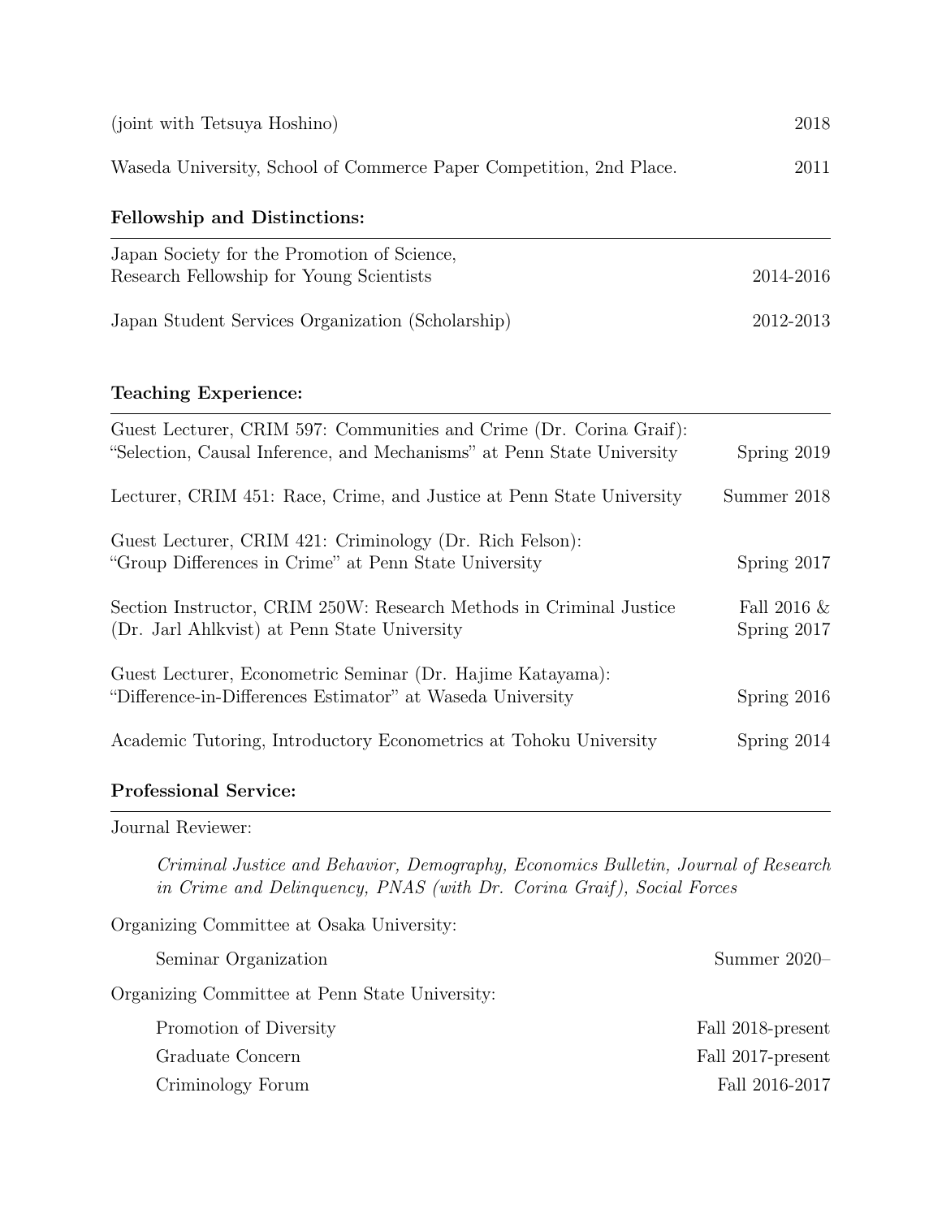(joint with Tetsuya Hoshino) 2018

Waseda University, School of Commerce Paper Competition, 2nd Place. 2011

**Fellowship and Distinctions:**

Japan Society for the Promotion of Science,
Research Fellowship for Young Scientists 2014-2016

Japan Student Services Organization (Scholarship) 2012-2013

**Teaching Experience:**

Guest Lecturer, CRIM 597: Communities and Crime (Dr. Corina Graif):
"Selection, Causal Inference, and Mechanisms" at Penn State University Spring 2019

Lecturer, CRIM 451: Race, Crime, and Justice at Penn State University Summer 2018

Guest Lecturer, CRIM 421: Criminology (Dr. Rich Felson):
"Group Differences in Crime" at Penn State University Spring 2017

Section Instructor, CRIM 250W: Research Methods in Criminal Justice
(Dr. Jarl Ahlkvist) at Penn State University Fall 2016 & Spring 2017

Guest Lecturer, Econometric Seminar (Dr. Hajime Katayama):
"Difference-in-Differences Estimator" at Waseda University Spring 2016

Academic Tutoring, Introductory Econometrics at Tohoku University Spring 2014

**Professional Service:**

Journal Reviewer:

*Criminal Justice and Behavior, Demography, Economics Bulletin, Journal of Research in Crime and Delinquency, PNAS (with Dr. Corina Graif), Social Forces*

Organizing Committee at Osaka University:

Seminar Organization Summer 2020–

Organizing Committee at Penn State University:

Promotion of Diversity Fall 2018-present

Graduate Concern Fall 2017-present

Criminology Forum Fall 2016-2017